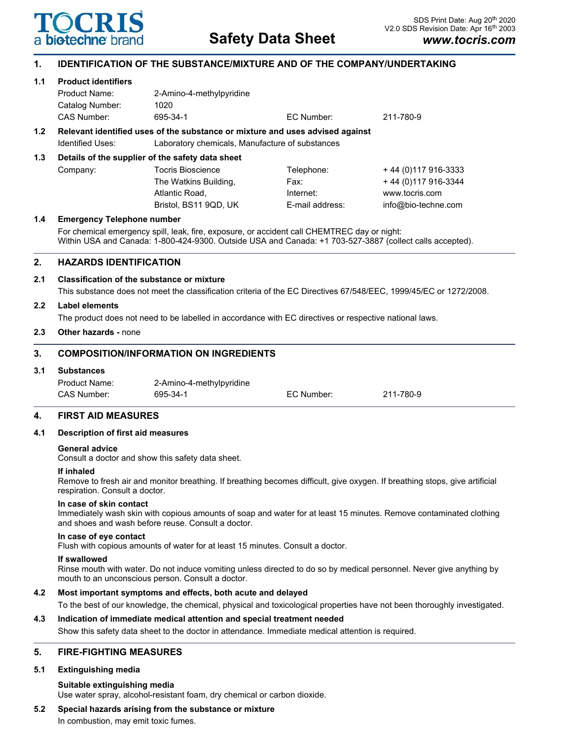# Safety Data Sheet

SDS Print Date: Aug 20th 2020
V2.0 SDS Revision Date: Apr 16th 2003
www.tocris.com

## 1. IDENTIFICATION OF THE SUBSTANCE/MIXTURE AND OF THE COMPANY/UNDERTAKING

### 1.1 Product identifiers

| | | | |
|---|---|---|---|
| Product Name: | 2-Amino-4-methylpyridine | | |
| Catalog Number: | 1020 | | |
| CAS Number: | 695-34-1 | EC Number: | 211-780-9 |

### 1.2 Relevant identified uses of the substance or mixture and uses advised against

Identified Uses: Laboratory chemicals, Manufacture of substances

### 1.3 Details of the supplier of the safety data sheet

| | | | |
|---|---|---|---|
| Company: | Tocris Bioscience | Telephone: | + 44 (0)117 916-3333 |
| | The Watkins Building, | Fax: | + 44 (0)117 916-3344 |
| | Atlantic Road, | Internet: | www.tocris.com |
| | Bristol, BS11 9QD, UK | E-mail address: | info@bio-techne.com |

### 1.4 Emergency Telephone number

For chemical emergency spill, leak, fire, exposure, or accident call CHEMTREC day or night:
Within USA and Canada: 1-800-424-9300. Outside USA and Canada: +1 703-527-3887 (collect calls accepted).

## 2. HAZARDS IDENTIFICATION

### 2.1 Classification of the substance or mixture

This substance does not meet the classification criteria of the EC Directives 67/548/EEC, 1999/45/EC or 1272/2008.

### 2.2 Label elements

The product does not need to be labelled in accordance with EC directives or respective national laws.

### 2.3 Other hazards - none

## 3. COMPOSITION/INFORMATION ON INGREDIENTS

### 3.1 Substances

| | | | |
|---|---|---|---|
| Product Name: | 2-Amino-4-methylpyridine | | |
| CAS Number: | 695-34-1 | EC Number: | 211-780-9 |

## 4. FIRST AID MEASURES

### 4.1 Description of first aid measures

**General advice**
Consult a doctor and show this safety data sheet.

**If inhaled**
Remove to fresh air and monitor breathing. If breathing becomes difficult, give oxygen. If breathing stops, give artificial respiration. Consult a doctor.

**In case of skin contact**
Immediately wash skin with copious amounts of soap and water for at least 15 minutes. Remove contaminated clothing and shoes and wash before reuse. Consult a doctor.

**In case of eye contact**
Flush with copious amounts of water for at least 15 minutes. Consult a doctor.

**If swallowed**
Rinse mouth with water. Do not induce vomiting unless directed to do so by medical personnel. Never give anything by mouth to an unconscious person. Consult a doctor.

### 4.2 Most important symptoms and effects, both acute and delayed

To the best of our knowledge, the chemical, physical and toxicological properties have not been thoroughly investigated.

### 4.3 Indication of immediate medical attention and special treatment needed

Show this safety data sheet to the doctor in attendance. Immediate medical attention is required.

## 5. FIRE-FIGHTING MEASURES

### 5.1 Extinguishing media

**Suitable extinguishing media**
Use water spray, alcohol-resistant foam, dry chemical or carbon dioxide.

### 5.2 Special hazards arising from the substance or mixture

In combustion, may emit toxic fumes.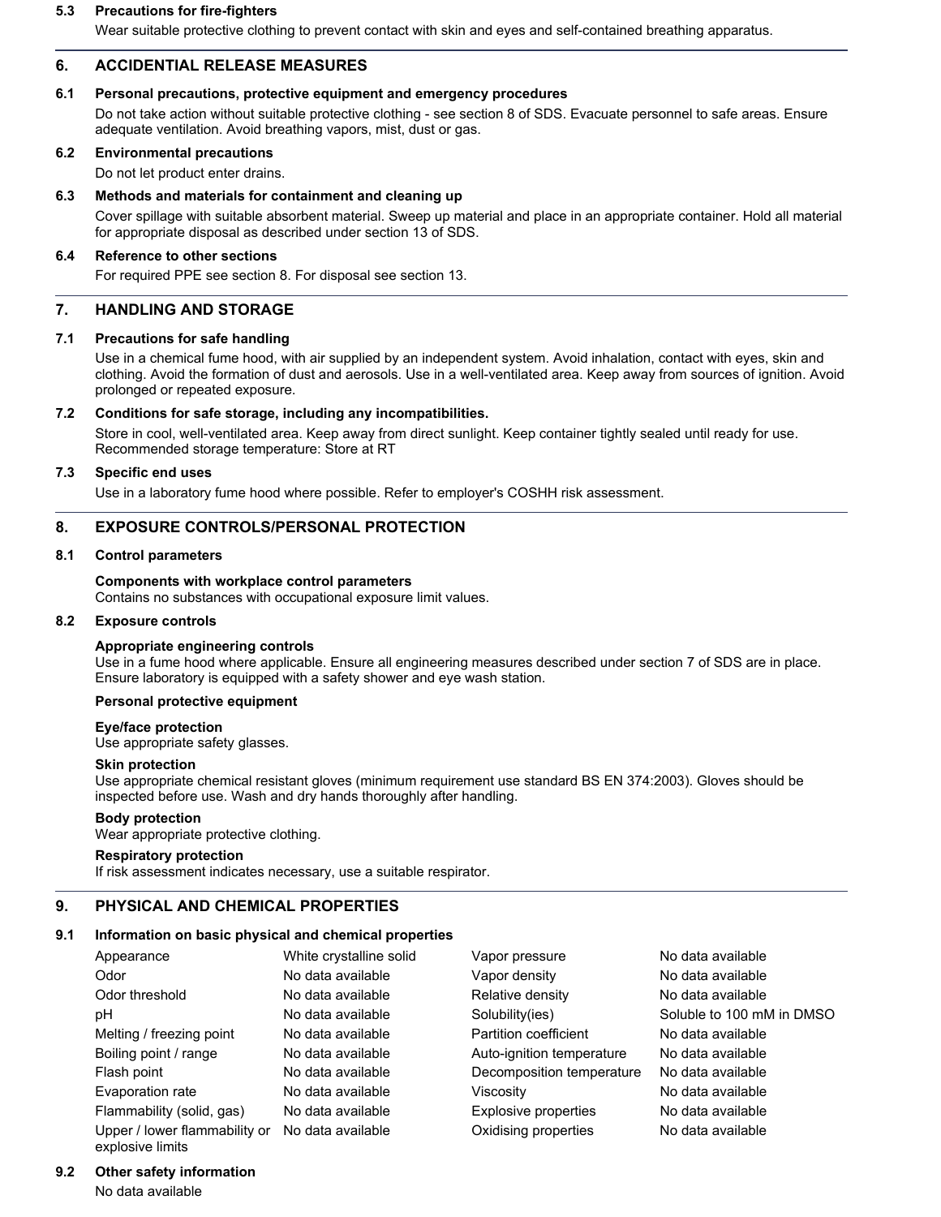### 5.3 Precautions for fire-fighters

Wear suitable protective clothing to prevent contact with skin and eyes and self-contained breathing apparatus.

## 6. ACCIDENTIAL RELEASE MEASURES

### 6.1 Personal precautions, protective equipment and emergency procedures

Do not take action without suitable protective clothing - see section 8 of SDS. Evacuate personnel to safe areas. Ensure adequate ventilation. Avoid breathing vapors, mist, dust or gas.

### 6.2 Environmental precautions

Do not let product enter drains.

### 6.3 Methods and materials for containment and cleaning up

Cover spillage with suitable absorbent material. Sweep up material and place in an appropriate container. Hold all material for appropriate disposal as described under section 13 of SDS.

### 6.4 Reference to other sections

For required PPE see section 8. For disposal see section 13.

## 7. HANDLING AND STORAGE

### 7.1 Precautions for safe handling

Use in a chemical fume hood, with air supplied by an independent system. Avoid inhalation, contact with eyes, skin and clothing. Avoid the formation of dust and aerosols. Use in a well-ventilated area. Keep away from sources of ignition. Avoid prolonged or repeated exposure.

### 7.2 Conditions for safe storage, including any incompatibilities.

Store in cool, well-ventilated area. Keep away from direct sunlight. Keep container tightly sealed until ready for use.
Recommended storage temperature: Store at RT

### 7.3 Specific end uses

Use in a laboratory fume hood where possible. Refer to employer's COSHH risk assessment.

## 8. EXPOSURE CONTROLS/PERSONAL PROTECTION

### 8.1 Control parameters

**Components with workplace control parameters**
Contains no substances with occupational exposure limit values.

### 8.2 Exposure controls

**Appropriate engineering controls**
Use in a fume hood where applicable. Ensure all engineering measures described under section 7 of SDS are in place. Ensure laboratory is equipped with a safety shower and eye wash station.

**Personal protective equipment**

**Eye/face protection**
Use appropriate safety glasses.

**Skin protection**
Use appropriate chemical resistant gloves (minimum requirement use standard BS EN 374:2003). Gloves should be inspected before use. Wash and dry hands thoroughly after handling.

**Body protection**
Wear appropriate protective clothing.

**Respiratory protection**
If risk assessment indicates necessary, use a suitable respirator.

## 9. PHYSICAL AND CHEMICAL PROPERTIES

### 9.1 Information on basic physical and chemical properties

| Property | Value | Property | Value |
|---|---|---|---|
| Appearance | White crystalline solid | Vapor pressure | No data available |
| Odor | No data available | Vapor density | No data available |
| Odor threshold | No data available | Relative density | No data available |
| pH | No data available | Solubility(ies) | Soluble to 100 mM in DMSO |
| Melting / freezing point | No data available | Partition coefficient | No data available |
| Boiling point / range | No data available | Auto-ignition temperature | No data available |
| Flash point | No data available | Decomposition temperature | No data available |
| Evaporation rate | No data available | Viscosity | No data available |
| Flammability (solid, gas) | No data available | Explosive properties | No data available |
| Upper / lower flammability or explosive limits | No data available | Oxidising properties | No data available |

### 9.2 Other safety information

No data available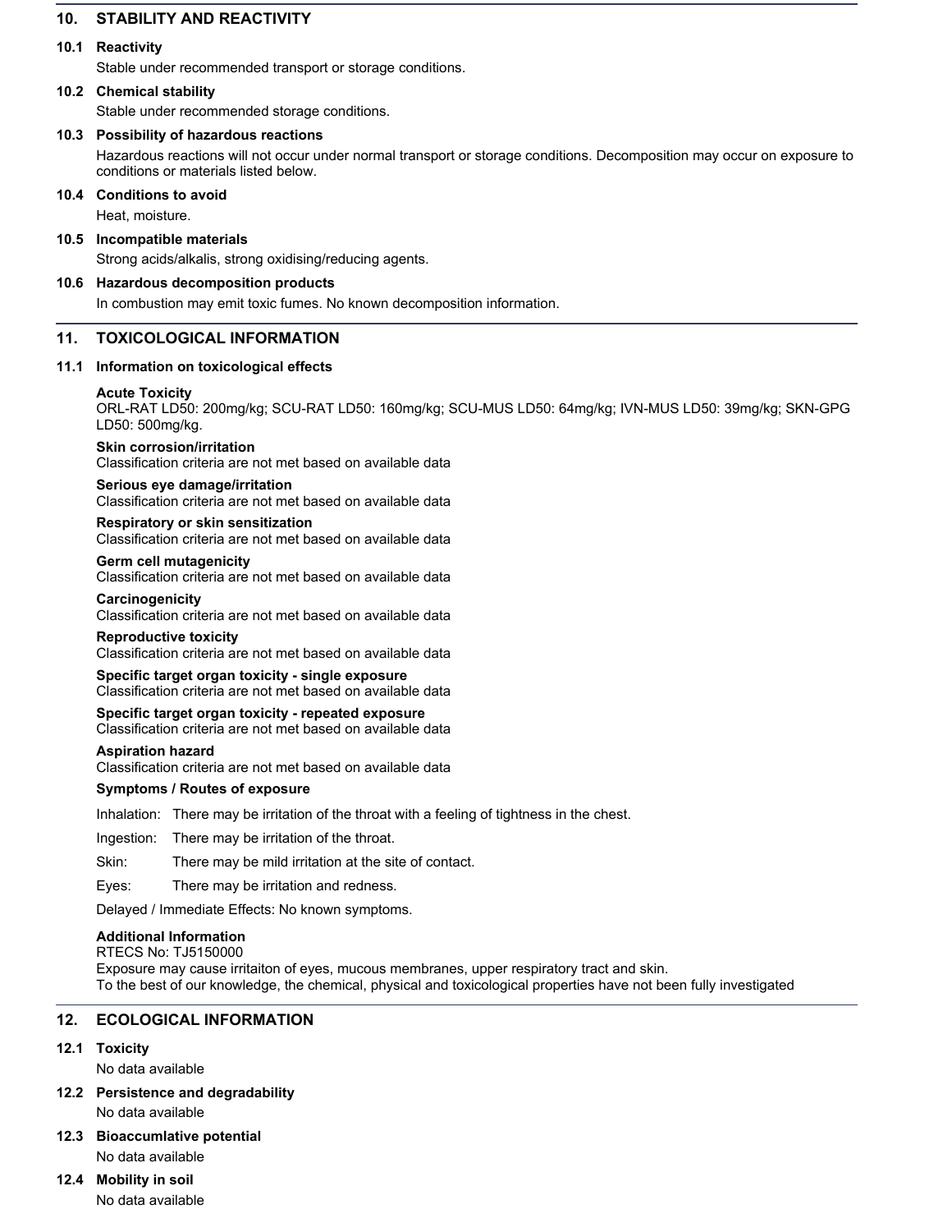## 10. STABILITY AND REACTIVITY

### 10.1 Reactivity

Stable under recommended transport or storage conditions.

### 10.2 Chemical stability

Stable under recommended storage conditions.

### 10.3 Possibility of hazardous reactions

Hazardous reactions will not occur under normal transport or storage conditions. Decomposition may occur on exposure to conditions or materials listed below.

### 10.4 Conditions to avoid

Heat, moisture.

### 10.5 Incompatible materials

Strong acids/alkalis, strong oxidising/reducing agents.

### 10.6 Hazardous decomposition products

In combustion may emit toxic fumes. No known decomposition information.

## 11. TOXICOLOGICAL INFORMATION

### 11.1 Information on toxicological effects

**Acute Toxicity**
ORL-RAT LD50: 200mg/kg; SCU-RAT LD50: 160mg/kg; SCU-MUS LD50: 64mg/kg; IVN-MUS LD50: 39mg/kg; SKN-GPG LD50: 500mg/kg.

**Skin corrosion/irritation**
Classification criteria are not met based on available data

**Serious eye damage/irritation**
Classification criteria are not met based on available data

**Respiratory or skin sensitization**
Classification criteria are not met based on available data

**Germ cell mutagenicity**
Classification criteria are not met based on available data

**Carcinogenicity**
Classification criteria are not met based on available data

**Reproductive toxicity**
Classification criteria are not met based on available data

**Specific target organ toxicity - single exposure**
Classification criteria are not met based on available data

**Specific target organ toxicity - repeated exposure**
Classification criteria are not met based on available data

**Aspiration hazard**
Classification criteria are not met based on available data

**Symptoms / Routes of exposure**

Inhalation: There may be irritation of the throat with a feeling of tightness in the chest.

Ingestion: There may be irritation of the throat.

Skin: There may be mild irritation at the site of contact.

Eyes: There may be irritation and redness.

Delayed / Immediate Effects: No known symptoms.

**Additional Information**
RTECS No: TJ5150000
Exposure may cause irritaiton of eyes, mucous membranes, upper respiratory tract and skin.
To the best of our knowledge, the chemical, physical and toxicological properties have not been fully investigated

## 12. ECOLOGICAL INFORMATION

### 12.1 Toxicity

No data available

### 12.2 Persistence and degradability

No data available

### 12.3 Bioaccumlative potential

No data available

### 12.4 Mobility in soil

No data available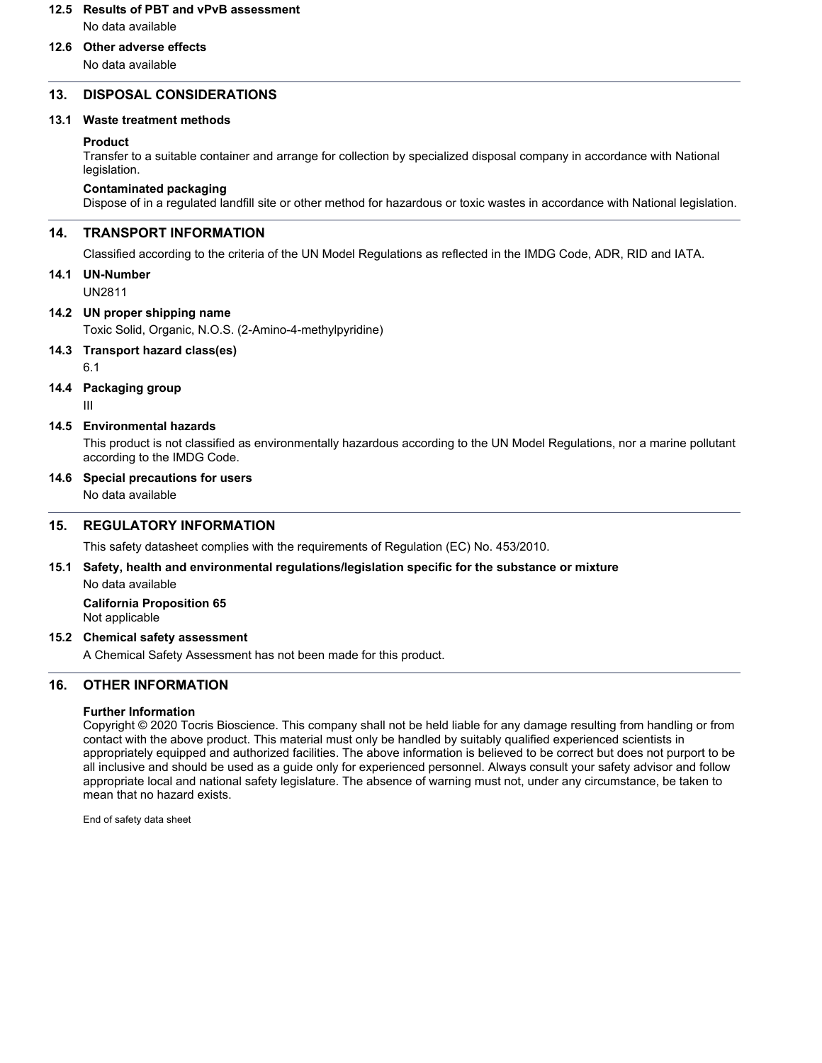**12.5 Results of PBT and vPvB assessment**

No data available

**12.6 Other adverse effects**

No data available

## 13. DISPOSAL CONSIDERATIONS

### 13.1 Waste treatment methods

**Product**

Transfer to a suitable container and arrange for collection by specialized disposal company in accordance with National legislation.

**Contaminated packaging**

Dispose of in a regulated landfill site or other method for hazardous or toxic wastes in accordance with National legislation.

## 14. TRANSPORT INFORMATION

Classified according to the criteria of the UN Model Regulations as reflected in the IMDG Code, ADR, RID and IATA.

### 14.1 UN-Number

UN2811

### 14.2 UN proper shipping name

Toxic Solid, Organic, N.O.S. (2-Amino-4-methylpyridine)

### 14.3 Transport hazard class(es)

6.1

### 14.4 Packaging group

III

### 14.5 Environmental hazards

This product is not classified as environmentally hazardous according to the UN Model Regulations, nor a marine pollutant according to the IMDG Code.

### 14.6 Special precautions for users

No data available

## 15. REGULATORY INFORMATION

This safety datasheet complies with the requirements of Regulation (EC) No. 453/2010.

### 15.1 Safety, health and environmental regulations/legislation specific for the substance or mixture

No data available

**California Proposition 65**

Not applicable

### 15.2 Chemical safety assessment

A Chemical Safety Assessment has not been made for this product.

## 16. OTHER INFORMATION

**Further Information**

Copyright © 2020 Tocris Bioscience. This company shall not be held liable for any damage resulting from handling or from contact with the above product. This material must only be handled by suitably qualified experienced scientists in appropriately equipped and authorized facilities. The above information is believed to be correct but does not purport to be all inclusive and should be used as a guide only for experienced personnel. Always consult your safety advisor and follow appropriate local and national safety legislature. The absence of warning must not, under any circumstance, be taken to mean that no hazard exists.

End of safety data sheet